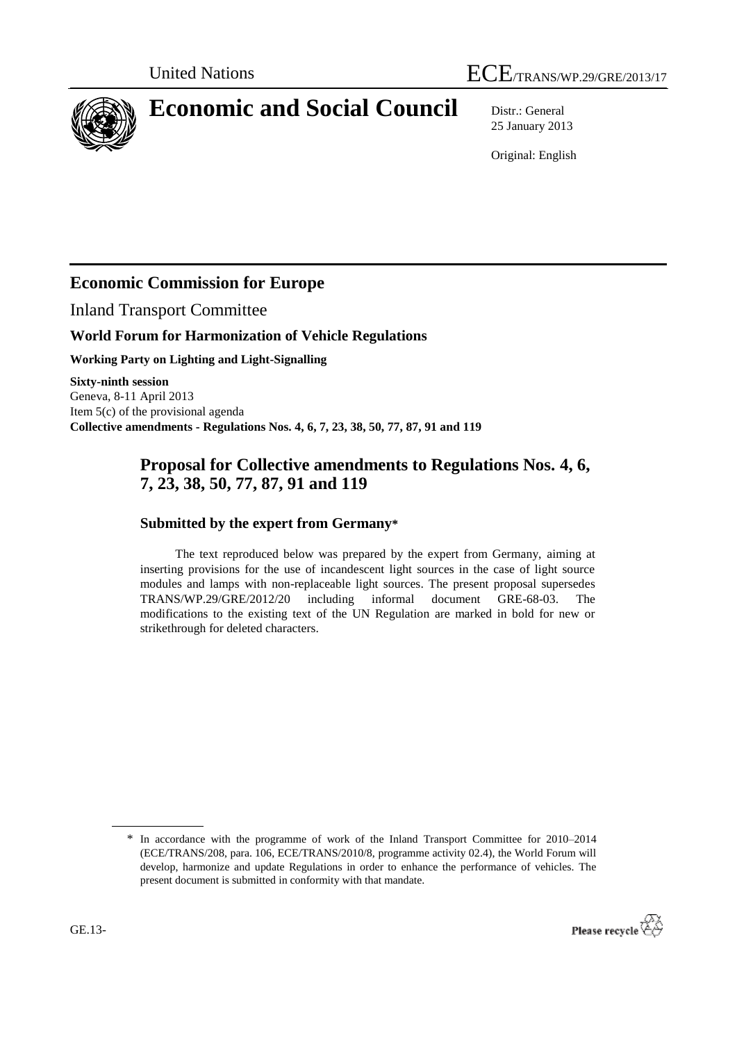United Nations

ECE/TRANS/WP.29/GRE/2013/17

# Economic and Social Council

Distr.: General
25 January 2013

Original: English

## Economic Commission for Europe

Inland Transport Committee

### World Forum for Harmonization of Vehicle Regulations

**Working Party on Lighting and Light-Signalling**

**Sixty-ninth session**
Geneva, 8-11 April 2013
Item 5(c) of the provisional agenda
**Collective amendments - Regulations Nos. 4, 6, 7, 23, 38, 50, 77, 87, 91 and 119**

## Proposal for Collective amendments to Regulations Nos. 4, 6, 7, 23, 38, 50, 77, 87, 91 and 119

### Submitted by the expert from Germany*

The text reproduced below was prepared by the expert from Germany, aiming at inserting provisions for the use of incandescent light sources in the case of light source modules and lamps with non-replaceable light sources. The present proposal supersedes TRANS/WP.29/GRE/2012/20 including informal document GRE-68-03. The modifications to the existing text of the UN Regulation are marked in bold for new or strikethrough for deleted characters.

---

\* In accordance with the programme of work of the Inland Transport Committee for 2010–2014 (ECE/TRANS/208, para. 106, ECE/TRANS/2010/8, programme activity 02.4), the World Forum will develop, harmonize and update Regulations in order to enhance the performance of vehicles. The present document is submitted in conformity with that mandate.

GE.13-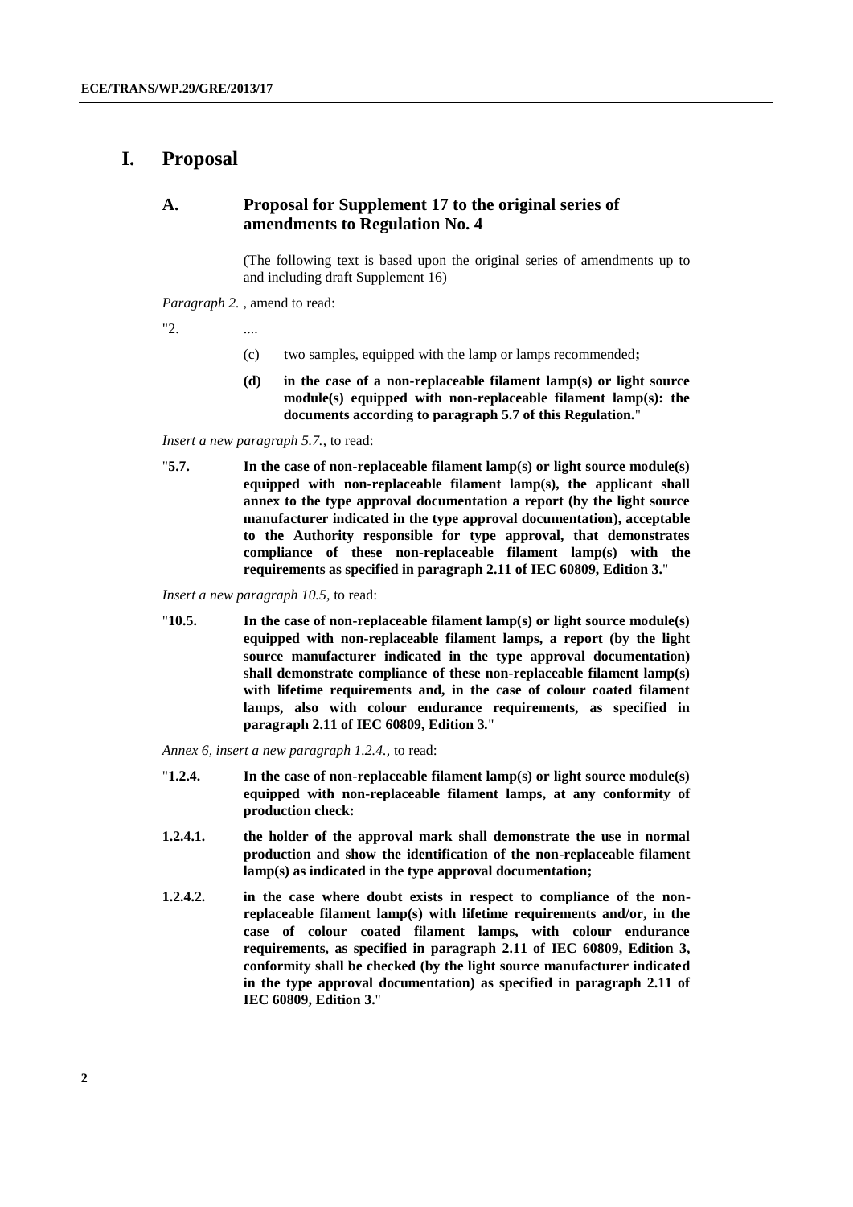# I. Proposal

## A. Proposal for Supplement 17 to the original series of amendments to Regulation No. 4

(The following text is based upon the original series of amendments up to and including draft Supplement 16)

*Paragraph 2.* , amend to read:

"2. ....

(c) two samples, equipped with the lamp or lamps recommended**;**

**(d) in the case of a non-replaceable filament lamp(s) or light source module(s) equipped with non-replaceable filament lamp(s): the documents according to paragraph 5.7 of this Regulation.**"

*Insert a new paragraph 5.7.*, to read:

"**5.7. In the case of non-replaceable filament lamp(s) or light source module(s) equipped with non-replaceable filament lamp(s), the applicant shall annex to the type approval documentation a report (by the light source manufacturer indicated in the type approval documentation), acceptable to the Authority responsible for type approval, that demonstrates compliance of these non-replaceable filament lamp(s) with the requirements as specified in paragraph 2.11 of IEC 60809, Edition 3.**"

*Insert a new paragraph 10.5*, to read:

"**10.5. In the case of non-replaceable filament lamp(s) or light source module(s) equipped with non-replaceable filament lamps, a report (by the light source manufacturer indicated in the type approval documentation) shall demonstrate compliance of these non-replaceable filament lamp(s) with lifetime requirements and, in the case of colour coated filament lamps, also with colour endurance requirements, as specified in paragraph 2.11 of IEC 60809, Edition 3.**"

*Annex 6, insert a new paragraph 1.2.4.*, to read:

"**1.2.4. In the case of non-replaceable filament lamp(s) or light source module(s) equipped with non-replaceable filament lamps, at any conformity of production check:**

**1.2.4.1. the holder of the approval mark shall demonstrate the use in normal production and show the identification of the non-replaceable filament lamp(s) as indicated in the type approval documentation;**

**1.2.4.2. in the case where doubt exists in respect to compliance of the non-replaceable filament lamp(s) with lifetime requirements and/or, in the case of colour coated filament lamps, with colour endurance requirements, as specified in paragraph 2.11 of IEC 60809, Edition 3, conformity shall be checked (by the light source manufacturer indicated in the type approval documentation) as specified in paragraph 2.11 of IEC 60809, Edition 3.**"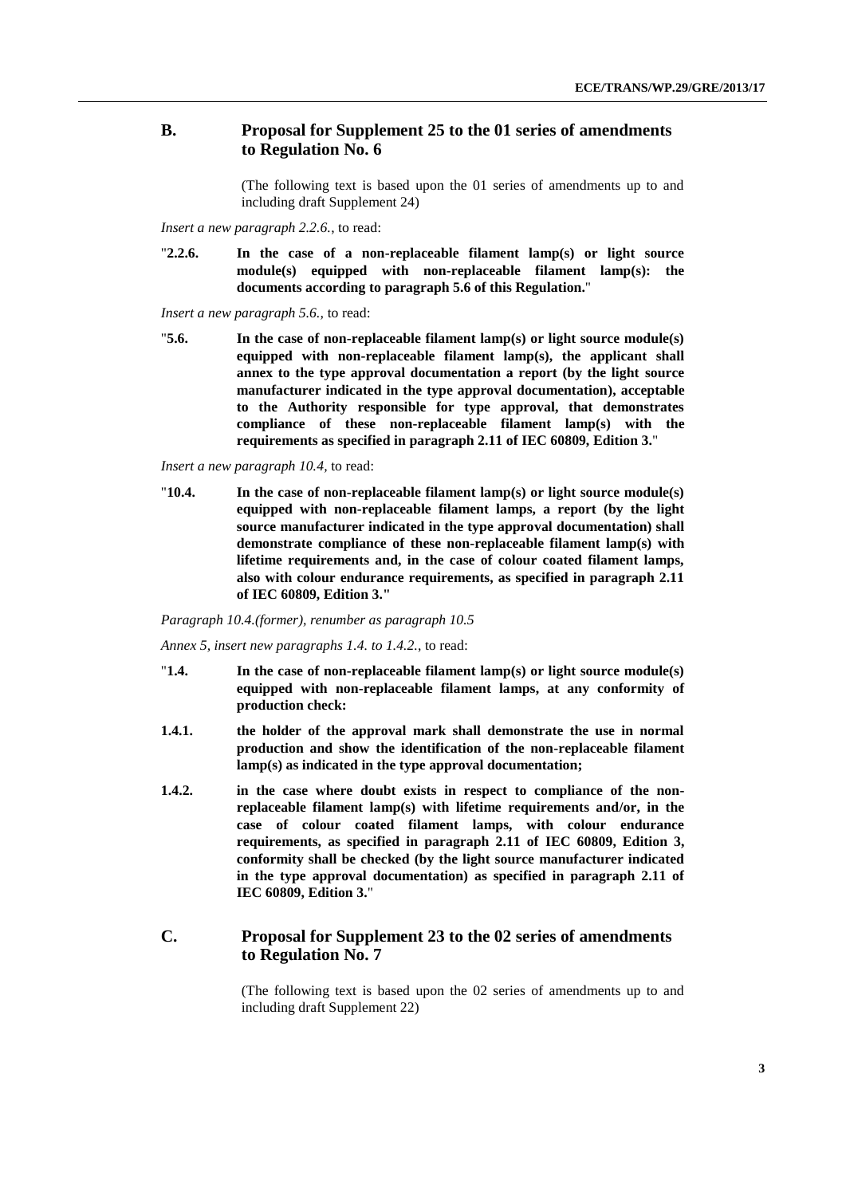## B. Proposal for Supplement 25 to the 01 series of amendments to Regulation No. 6

(The following text is based upon the 01 series of amendments up to and including draft Supplement 24)

*Insert a new paragraph 2.2.6.*, to read:

"**2.2.6. In the case of a non-replaceable filament lamp(s) or light source module(s) equipped with non-replaceable filament lamp(s): the documents according to paragraph 5.6 of this Regulation.**"

*Insert a new paragraph 5.6.,* to read:

"**5.6. In the case of non-replaceable filament lamp(s) or light source module(s) equipped with non-replaceable filament lamp(s), the applicant shall annex to the type approval documentation a report (by the light source manufacturer indicated in the type approval documentation), acceptable to the Authority responsible for type approval, that demonstrates compliance of these non-replaceable filament lamp(s) with the requirements as specified in paragraph 2.11 of IEC 60809, Edition 3.**"

*Insert a new paragraph 10.4,* to read:

"**10.4. In the case of non-replaceable filament lamp(s) or light source module(s) equipped with non-replaceable filament lamps, a report (by the light source manufacturer indicated in the type approval documentation) shall demonstrate compliance of these non-replaceable filament lamp(s) with lifetime requirements and, in the case of colour coated filament lamps, also with colour endurance requirements, as specified in paragraph 2.11 of IEC 60809, Edition 3."**

*Paragraph 10.4.(former), renumber as paragraph 10.5*

*Annex 5, insert new paragraphs 1.4. to 1.4.2.*, to read:

"**1.4. In the case of non-replaceable filament lamp(s) or light source module(s) equipped with non-replaceable filament lamps, at any conformity of production check:**

**1.4.1. the holder of the approval mark shall demonstrate the use in normal production and show the identification of the non-replaceable filament lamp(s) as indicated in the type approval documentation;**

**1.4.2. in the case where doubt exists in respect to compliance of the non-replaceable filament lamp(s) with lifetime requirements and/or, in the case of colour coated filament lamps, with colour endurance requirements, as specified in paragraph 2.11 of IEC 60809, Edition 3, conformity shall be checked (by the light source manufacturer indicated in the type approval documentation) as specified in paragraph 2.11 of IEC 60809, Edition 3.**"

## C. Proposal for Supplement 23 to the 02 series of amendments to Regulation No. 7

(The following text is based upon the 02 series of amendments up to and including draft Supplement 22)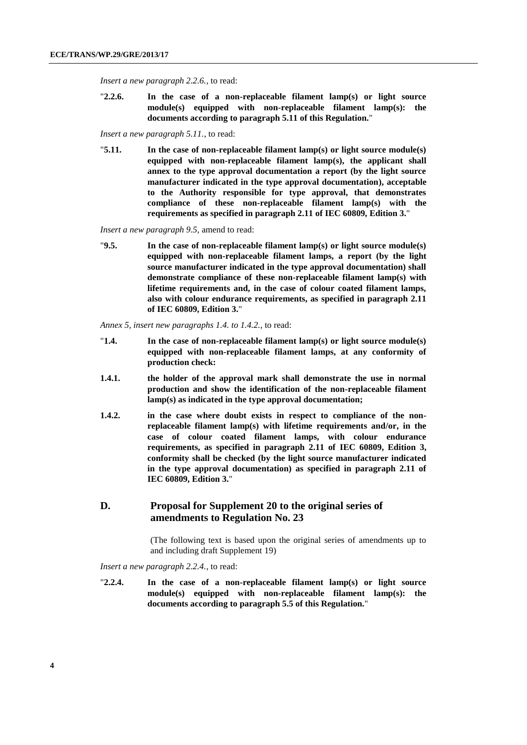*Insert a new paragraph 2.2.6.*, to read:

"**2.2.6. In the case of a non-replaceable filament lamp(s) or light source module(s) equipped with non-replaceable filament lamp(s): the documents according to paragraph 5.11 of this Regulation.**"

*Insert a new paragraph 5.11.*, to read:

"**5.11. In the case of non-replaceable filament lamp(s) or light source module(s) equipped with non-replaceable filament lamp(s), the applicant shall annex to the type approval documentation a report (by the light source manufacturer indicated in the type approval documentation), acceptable to the Authority responsible for type approval, that demonstrates compliance of these non-replaceable filament lamp(s) with the requirements as specified in paragraph 2.11 of IEC 60809, Edition 3.**"

*Insert a new paragraph 9.5,* amend to read:

"**9.5. In the case of non-replaceable filament lamp(s) or light source module(s) equipped with non-replaceable filament lamps, a report (by the light source manufacturer indicated in the type approval documentation) shall demonstrate compliance of these non-replaceable filament lamp(s) with lifetime requirements and, in the case of colour coated filament lamps, also with colour endurance requirements, as specified in paragraph 2.11 of IEC 60809, Edition 3.**"

*Annex 5, insert new paragraphs 1.4. to 1.4.2.*, to read:

"**1.4. In the case of non-replaceable filament lamp(s) or light source module(s) equipped with non-replaceable filament lamps, at any conformity of production check:**

**1.4.1. the holder of the approval mark shall demonstrate the use in normal production and show the identification of the non-replaceable filament lamp(s) as indicated in the type approval documentation;**

**1.4.2. in the case where doubt exists in respect to compliance of the non-replaceable filament lamp(s) with lifetime requirements and/or, in the case of colour coated filament lamps, with colour endurance requirements, as specified in paragraph 2.11 of IEC 60809, Edition 3, conformity shall be checked (by the light source manufacturer indicated in the type approval documentation) as specified in paragraph 2.11 of IEC 60809, Edition 3.**"

## D. Proposal for Supplement 20 to the original series of amendments to Regulation No. 23

(The following text is based upon the original series of amendments up to and including draft Supplement 19)

*Insert a new paragraph 2.2.4.*, to read:

"**2.2.4. In the case of a non-replaceable filament lamp(s) or light source module(s) equipped with non-replaceable filament lamp(s): the documents according to paragraph 5.5 of this Regulation.**"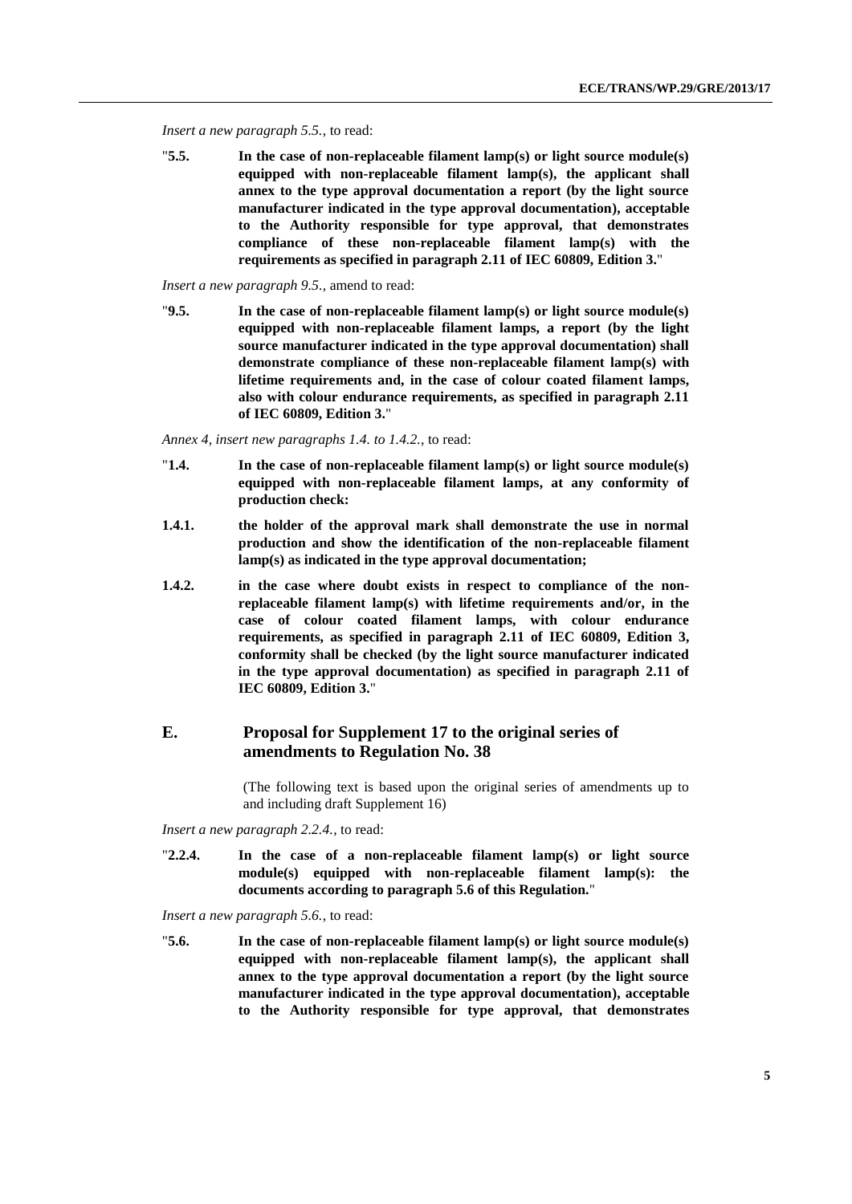*Insert a new paragraph 5.5.*, to read:

"**5.5. In the case of non-replaceable filament lamp(s) or light source module(s) equipped with non-replaceable filament lamp(s), the applicant shall annex to the type approval documentation a report (by the light source manufacturer indicated in the type approval documentation), acceptable to the Authority responsible for type approval, that demonstrates compliance of these non-replaceable filament lamp(s) with the requirements as specified in paragraph 2.11 of IEC 60809, Edition 3.**"

*Insert a new paragraph 9.5.,* amend to read:

"**9.5. In the case of non-replaceable filament lamp(s) or light source module(s) equipped with non-replaceable filament lamps, a report (by the light source manufacturer indicated in the type approval documentation) shall demonstrate compliance of these non-replaceable filament lamp(s) with lifetime requirements and, in the case of colour coated filament lamps, also with colour endurance requirements, as specified in paragraph 2.11 of IEC 60809, Edition 3.**"

*Annex 4, insert new paragraphs 1.4. to 1.4.2.*, to read:

"**1.4. In the case of non-replaceable filament lamp(s) or light source module(s) equipped with non-replaceable filament lamps, at any conformity of production check:**

**1.4.1. the holder of the approval mark shall demonstrate the use in normal production and show the identification of the non-replaceable filament lamp(s) as indicated in the type approval documentation;**

**1.4.2. in the case where doubt exists in respect to compliance of the non-replaceable filament lamp(s) with lifetime requirements and/or, in the case of colour coated filament lamps, with colour endurance requirements, as specified in paragraph 2.11 of IEC 60809, Edition 3, conformity shall be checked (by the light source manufacturer indicated in the type approval documentation) as specified in paragraph 2.11 of IEC 60809, Edition 3.**"

## E. Proposal for Supplement 17 to the original series of amendments to Regulation No. 38

(The following text is based upon the original series of amendments up to and including draft Supplement 16)

*Insert a new paragraph 2.2.4.*, to read:

"**2.2.4. In the case of a non-replaceable filament lamp(s) or light source module(s) equipped with non-replaceable filament lamp(s): the documents according to paragraph 5.6 of this Regulation.**"

*Insert a new paragraph 5.6.*, to read:

"**5.6. In the case of non-replaceable filament lamp(s) or light source module(s) equipped with non-replaceable filament lamp(s), the applicant shall annex to the type approval documentation a report (by the light source manufacturer indicated in the type approval documentation), acceptable to the Authority responsible for type approval, that demonstrates**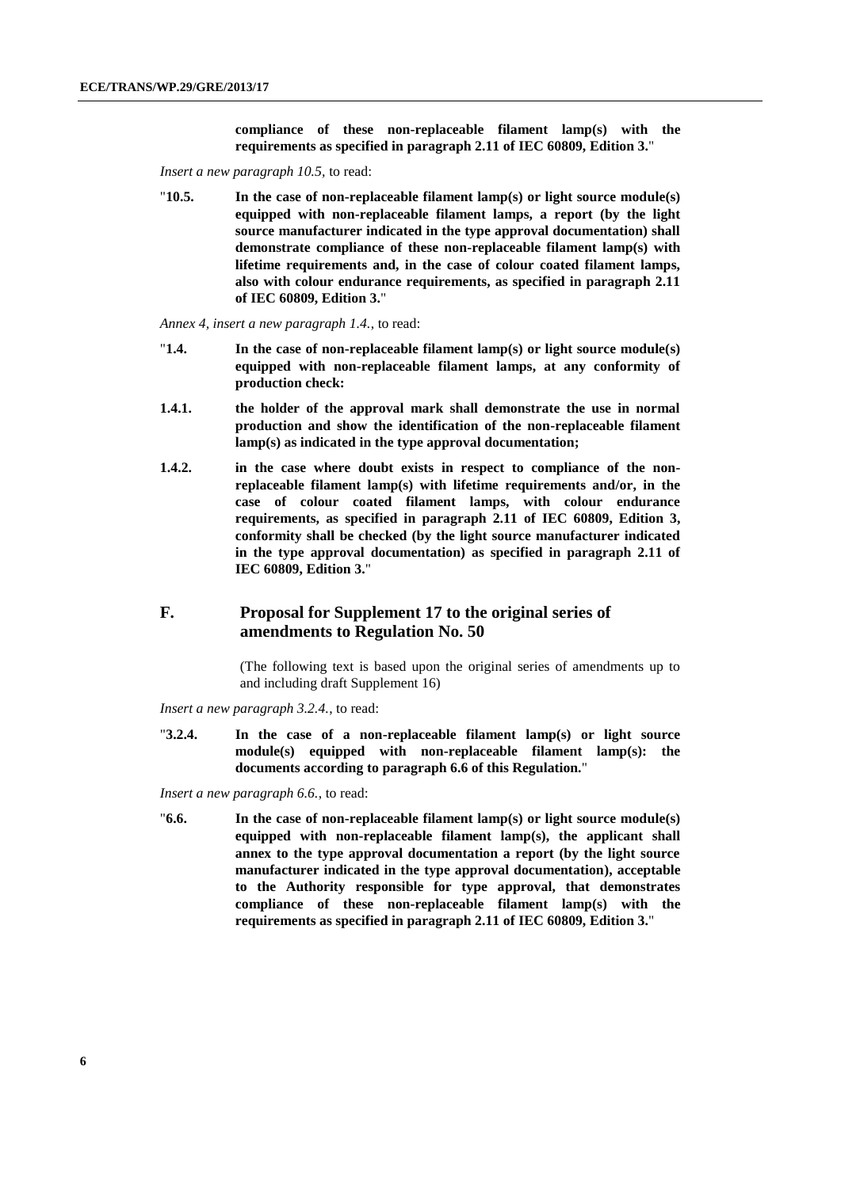**compliance of these non-replaceable filament lamp(s) with the requirements as specified in paragraph 2.11 of IEC 60809, Edition 3.**"

*Insert a new paragraph 10.5,* to read:

"**10.5. In the case of non-replaceable filament lamp(s) or light source module(s) equipped with non-replaceable filament lamps, a report (by the light source manufacturer indicated in the type approval documentation) shall demonstrate compliance of these non-replaceable filament lamp(s) with lifetime requirements and, in the case of colour coated filament lamps, also with colour endurance requirements, as specified in paragraph 2.11 of IEC 60809, Edition 3.**"

*Annex 4, insert a new paragraph 1.4.,* to read:

"**1.4. In the case of non-replaceable filament lamp(s) or light source module(s) equipped with non-replaceable filament lamps, at any conformity of production check:**

**1.4.1. the holder of the approval mark shall demonstrate the use in normal production and show the identification of the non-replaceable filament lamp(s) as indicated in the type approval documentation;**

**1.4.2. in the case where doubt exists in respect to compliance of the non-replaceable filament lamp(s) with lifetime requirements and/or, in the case of colour coated filament lamps, with colour endurance requirements, as specified in paragraph 2.11 of IEC 60809, Edition 3, conformity shall be checked (by the light source manufacturer indicated in the type approval documentation) as specified in paragraph 2.11 of IEC 60809, Edition 3.**"

## F. Proposal for Supplement 17 to the original series of amendments to Regulation No. 50

(The following text is based upon the original series of amendments up to and including draft Supplement 16)

*Insert a new paragraph 3.2.4.,* to read:

"**3.2.4. In the case of a non-replaceable filament lamp(s) or light source module(s) equipped with non-replaceable filament lamp(s): the documents according to paragraph 6.6 of this Regulation.**"

*Insert a new paragraph 6.6.,* to read:

"**6.6. In the case of non-replaceable filament lamp(s) or light source module(s) equipped with non-replaceable filament lamp(s), the applicant shall annex to the type approval documentation a report (by the light source manufacturer indicated in the type approval documentation), acceptable to the Authority responsible for type approval, that demonstrates compliance of these non-replaceable filament lamp(s) with the requirements as specified in paragraph 2.11 of IEC 60809, Edition 3.**"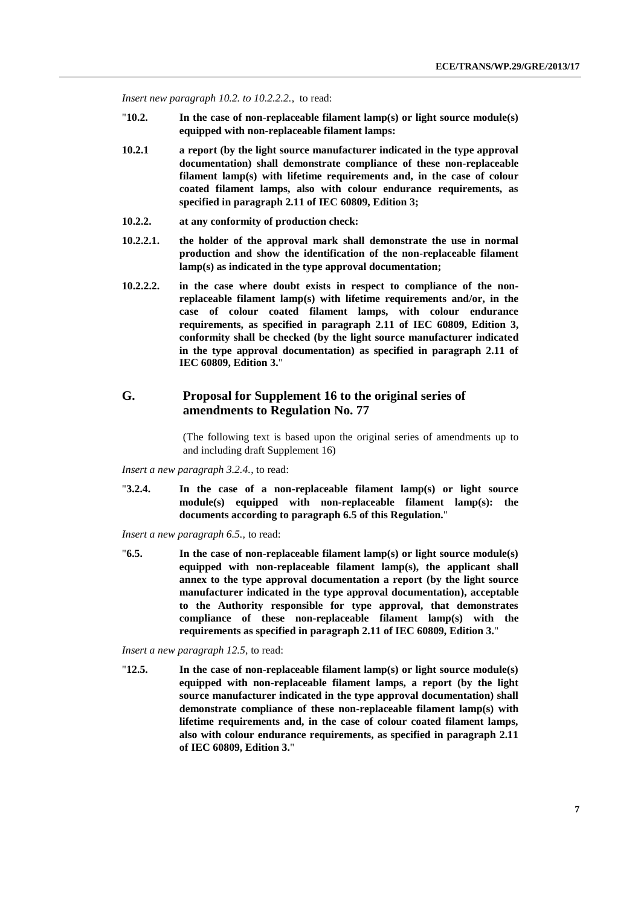*Insert new paragraph 10.2. to 10.2.2.2.,* to read:

"**10.2. In the case of non-replaceable filament lamp(s) or light source module(s) equipped with non-replaceable filament lamps:**

**10.2.1 a report (by the light source manufacturer indicated in the type approval documentation) shall demonstrate compliance of these non-replaceable filament lamp(s) with lifetime requirements and, in the case of colour coated filament lamps, also with colour endurance requirements, as specified in paragraph 2.11 of IEC 60809, Edition 3;**

**10.2.2. at any conformity of production check:**

**10.2.2.1. the holder of the approval mark shall demonstrate the use in normal production and show the identification of the non-replaceable filament lamp(s) as indicated in the type approval documentation;**

**10.2.2.2. in the case where doubt exists in respect to compliance of the non-replaceable filament lamp(s) with lifetime requirements and/or, in the case of colour coated filament lamps, with colour endurance requirements, as specified in paragraph 2.11 of IEC 60809, Edition 3, conformity shall be checked (by the light source manufacturer indicated in the type approval documentation) as specified in paragraph 2.11 of IEC 60809, Edition 3.**"

## G. Proposal for Supplement 16 to the original series of amendments to Regulation No. 77

(The following text is based upon the original series of amendments up to and including draft Supplement 16)

*Insert a new paragraph 3.2.4.*, to read:

"**3.2.4. In the case of a non-replaceable filament lamp(s) or light source module(s) equipped with non-replaceable filament lamp(s): the documents according to paragraph 6.5 of this Regulation.**"

*Insert a new paragraph 6.5.,* to read:

"**6.5. In the case of non-replaceable filament lamp(s) or light source module(s) equipped with non-replaceable filament lamp(s), the applicant shall annex to the type approval documentation a report (by the light source manufacturer indicated in the type approval documentation), acceptable to the Authority responsible for type approval, that demonstrates compliance of these non-replaceable filament lamp(s) with the requirements as specified in paragraph 2.11 of IEC 60809, Edition 3.**"

*Insert a new paragraph 12.5,* to read:

"**12.5. In the case of non-replaceable filament lamp(s) or light source module(s) equipped with non-replaceable filament lamps, a report (by the light source manufacturer indicated in the type approval documentation) shall demonstrate compliance of these non-replaceable filament lamp(s) with lifetime requirements and, in the case of colour coated filament lamps, also with colour endurance requirements, as specified in paragraph 2.11 of IEC 60809, Edition 3.**"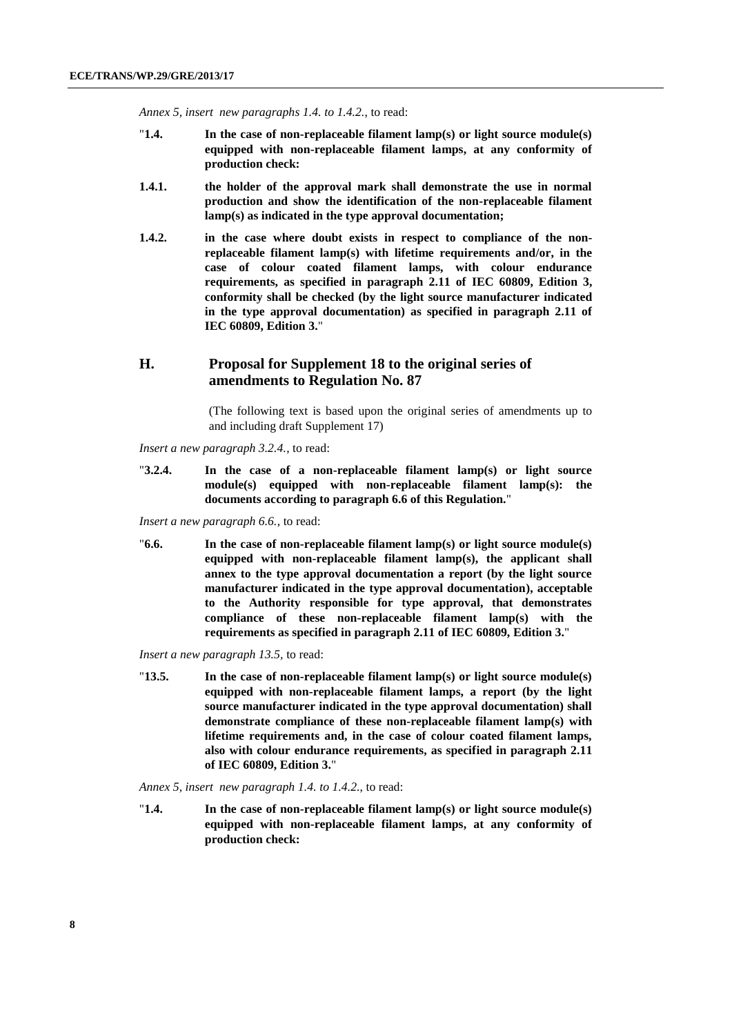*Annex 5, insert new paragraphs 1.4. to 1.4.2.,* to read:

"**1.4. In the case of non-replaceable filament lamp(s) or light source module(s) equipped with non-replaceable filament lamps, at any conformity of production check:**

**1.4.1. the holder of the approval mark shall demonstrate the use in normal production and show the identification of the non-replaceable filament lamp(s) as indicated in the type approval documentation;**

**1.4.2. in the case where doubt exists in respect to compliance of the non-replaceable filament lamp(s) with lifetime requirements and/or, in the case of colour coated filament lamps, with colour endurance requirements, as specified in paragraph 2.11 of IEC 60809, Edition 3, conformity shall be checked (by the light source manufacturer indicated in the type approval documentation) as specified in paragraph 2.11 of IEC 60809, Edition 3.**"

## H. Proposal for Supplement 18 to the original series of amendments to Regulation No. 87

(The following text is based upon the original series of amendments up to and including draft Supplement 17)

*Insert a new paragraph 3.2.4.,* to read:

"**3.2.4. In the case of a non-replaceable filament lamp(s) or light source module(s) equipped with non-replaceable filament lamp(s): the documents according to paragraph 6.6 of this Regulation.**"

*Insert a new paragraph 6.6.,* to read:

"**6.6. In the case of non-replaceable filament lamp(s) or light source module(s) equipped with non-replaceable filament lamp(s), the applicant shall annex to the type approval documentation a report (by the light source manufacturer indicated in the type approval documentation), acceptable to the Authority responsible for type approval, that demonstrates compliance of these non-replaceable filament lamp(s) with the requirements as specified in paragraph 2.11 of IEC 60809, Edition 3.**"

*Insert a new paragraph 13.5,* to read:

"**13.5. In the case of non-replaceable filament lamp(s) or light source module(s) equipped with non-replaceable filament lamps, a report (by the light source manufacturer indicated in the type approval documentation) shall demonstrate compliance of these non-replaceable filament lamp(s) with lifetime requirements and, in the case of colour coated filament lamps, also with colour endurance requirements, as specified in paragraph 2.11 of IEC 60809, Edition 3.**"

*Annex 5, insert new paragraph 1.4. to 1.4.2.,* to read:

"**1.4. In the case of non-replaceable filament lamp(s) or light source module(s) equipped with non-replaceable filament lamps, at any conformity of production check:**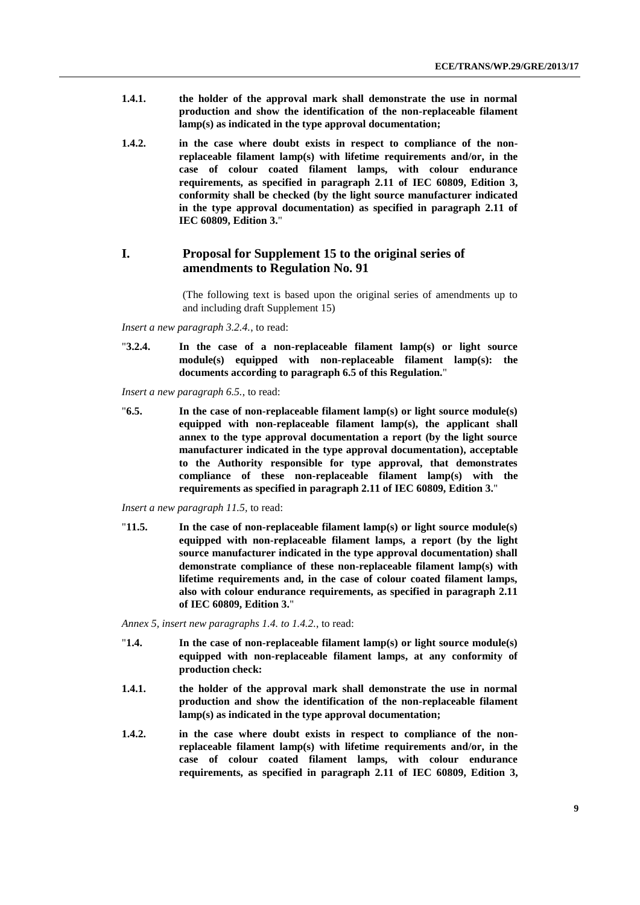**1.4.1. the holder of the approval mark shall demonstrate the use in normal production and show the identification of the non-replaceable filament lamp(s) as indicated in the type approval documentation;**

**1.4.2. in the case where doubt exists in respect to compliance of the non-replaceable filament lamp(s) with lifetime requirements and/or, in the case of colour coated filament lamps, with colour endurance requirements, as specified in paragraph 2.11 of IEC 60809, Edition 3, conformity shall be checked (by the light source manufacturer indicated in the type approval documentation) as specified in paragraph 2.11 of IEC 60809, Edition 3.**"

## I. Proposal for Supplement 15 to the original series of amendments to Regulation No. 91

(The following text is based upon the original series of amendments up to and including draft Supplement 15)

*Insert a new paragraph 3.2.4.*, to read:

"**3.2.4. In the case of a non-replaceable filament lamp(s) or light source module(s) equipped with non-replaceable filament lamp(s): the documents according to paragraph 6.5 of this Regulation.**"

*Insert a new paragraph 6.5.*, to read:

"**6.5. In the case of non-replaceable filament lamp(s) or light source module(s) equipped with non-replaceable filament lamp(s), the applicant shall annex to the type approval documentation a report (by the light source manufacturer indicated in the type approval documentation), acceptable to the Authority responsible for type approval, that demonstrates compliance of these non-replaceable filament lamp(s) with the requirements as specified in paragraph 2.11 of IEC 60809, Edition 3.**"

*Insert a new paragraph 11.5,* to read:

"**11.5. In the case of non-replaceable filament lamp(s) or light source module(s) equipped with non-replaceable filament lamps, a report (by the light source manufacturer indicated in the type approval documentation) shall demonstrate compliance of these non-replaceable filament lamp(s) with lifetime requirements and, in the case of colour coated filament lamps, also with colour endurance requirements, as specified in paragraph 2.11 of IEC 60809, Edition 3.**"

*Annex 5, insert new paragraphs 1.4. to 1.4.2.*, to read:

"**1.4. In the case of non-replaceable filament lamp(s) or light source module(s) equipped with non-replaceable filament lamps, at any conformity of production check:**

**1.4.1. the holder of the approval mark shall demonstrate the use in normal production and show the identification of the non-replaceable filament lamp(s) as indicated in the type approval documentation;**

**1.4.2. in the case where doubt exists in respect to compliance of the non-replaceable filament lamp(s) with lifetime requirements and/or, in the case of colour coated filament lamps, with colour endurance requirements, as specified in paragraph 2.11 of IEC 60809, Edition 3,**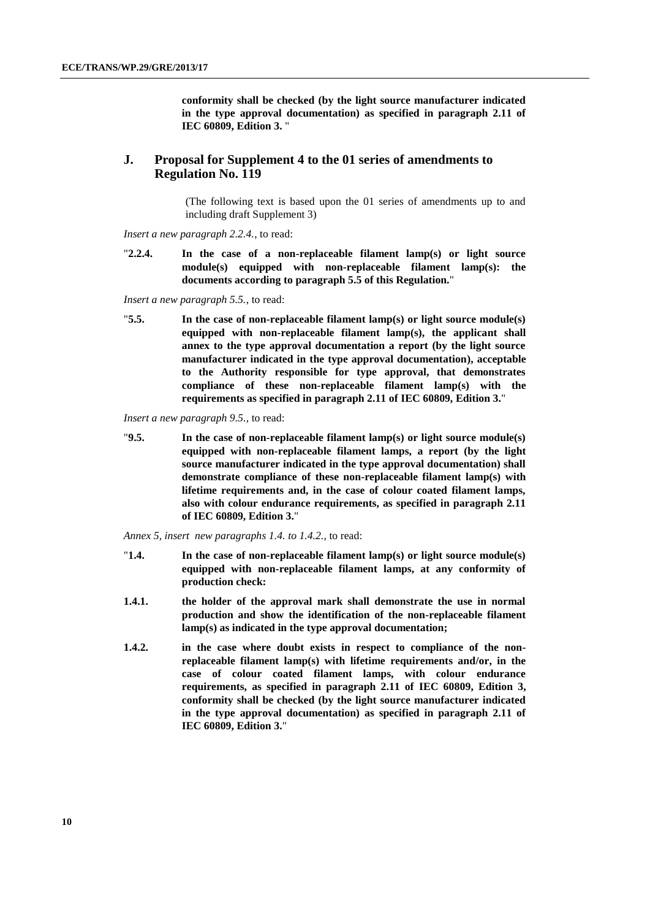**conformity shall be checked (by the light source manufacturer indicated in the type approval documentation) as specified in paragraph 2.11 of IEC 60809, Edition 3.** "

## J. Proposal for Supplement 4 to the 01 series of amendments to Regulation No. 119

(The following text is based upon the 01 series of amendments up to and including draft Supplement 3)

*Insert a new paragraph 2.2.4.*, to read:

"**2.2.4. In the case of a non-replaceable filament lamp(s) or light source module(s) equipped with non-replaceable filament lamp(s): the documents according to paragraph 5.5 of this Regulation.**"

*Insert a new paragraph 5.5.*, to read:

"**5.5. In the case of non-replaceable filament lamp(s) or light source module(s) equipped with non-replaceable filament lamp(s), the applicant shall annex to the type approval documentation a report (by the light source manufacturer indicated in the type approval documentation), acceptable to the Authority responsible for type approval, that demonstrates compliance of these non-replaceable filament lamp(s) with the requirements as specified in paragraph 2.11 of IEC 60809, Edition 3.**"

*Insert a new paragraph 9.5.*, to read:

"**9.5. In the case of non-replaceable filament lamp(s) or light source module(s) equipped with non-replaceable filament lamps, a report (by the light source manufacturer indicated in the type approval documentation) shall demonstrate compliance of these non-replaceable filament lamp(s) with lifetime requirements and, in the case of colour coated filament lamps, also with colour endurance requirements, as specified in paragraph 2.11 of IEC 60809, Edition 3.**"

*Annex 5, insert new paragraphs 1.4. to 1.4.2.*, to read:

"**1.4. In the case of non-replaceable filament lamp(s) or light source module(s) equipped with non-replaceable filament lamps, at any conformity of production check:**

**1.4.1. the holder of the approval mark shall demonstrate the use in normal production and show the identification of the non-replaceable filament lamp(s) as indicated in the type approval documentation;**

**1.4.2. in the case where doubt exists in respect to compliance of the non-replaceable filament lamp(s) with lifetime requirements and/or, in the case of colour coated filament lamps, with colour endurance requirements, as specified in paragraph 2.11 of IEC 60809, Edition 3, conformity shall be checked (by the light source manufacturer indicated in the type approval documentation) as specified in paragraph 2.11 of IEC 60809, Edition 3.**"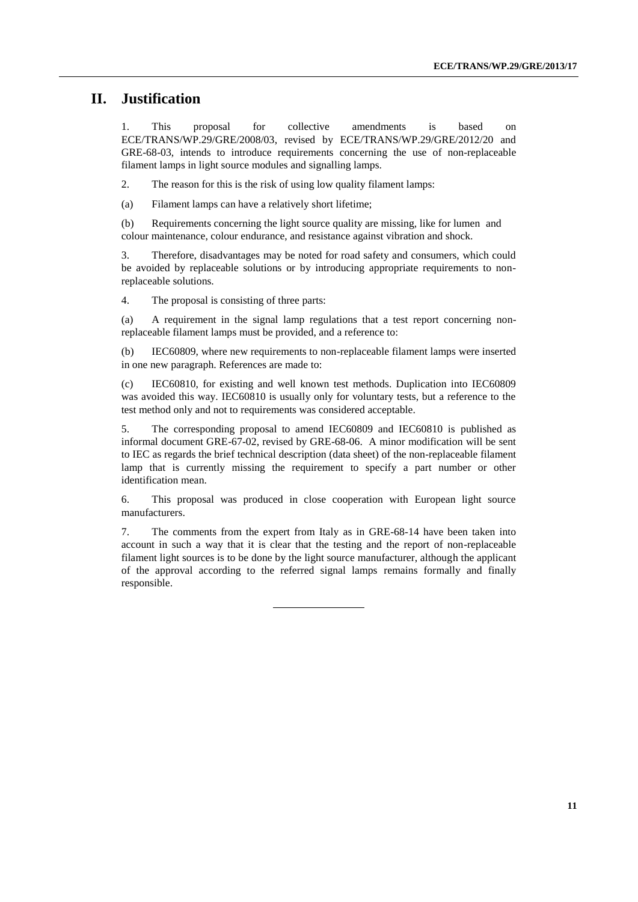# II. Justification

1. This proposal for collective amendments is based on ECE/TRANS/WP.29/GRE/2008/03, revised by ECE/TRANS/WP.29/GRE/2012/20 and GRE-68-03, intends to introduce requirements concerning the use of non-replaceable filament lamps in light source modules and signalling lamps.

2. The reason for this is the risk of using low quality filament lamps:

(a) Filament lamps can have a relatively short lifetime;

(b) Requirements concerning the light source quality are missing, like for lumen and colour maintenance, colour endurance, and resistance against vibration and shock.

3. Therefore, disadvantages may be noted for road safety and consumers, which could be avoided by replaceable solutions or by introducing appropriate requirements to non-replaceable solutions.

4. The proposal is consisting of three parts:

(a) A requirement in the signal lamp regulations that a test report concerning non-replaceable filament lamps must be provided, and a reference to:

(b) IEC60809, where new requirements to non-replaceable filament lamps were inserted in one new paragraph. References are made to:

(c) IEC60810, for existing and well known test methods. Duplication into IEC60809 was avoided this way. IEC60810 is usually only for voluntary tests, but a reference to the test method only and not to requirements was considered acceptable.

5. The corresponding proposal to amend IEC60809 and IEC60810 is published as informal document GRE-67-02, revised by GRE-68-06. A minor modification will be sent to IEC as regards the brief technical description (data sheet) of the non-replaceable filament lamp that is currently missing the requirement to specify a part number or other identification mean.

6. This proposal was produced in close cooperation with European light source manufacturers.

7. The comments from the expert from Italy as in GRE-68-14 have been taken into account in such a way that it is clear that the testing and the report of non-replaceable filament light sources is to be done by the light source manufacturer, although the applicant of the approval according to the referred signal lamps remains formally and finally responsible.